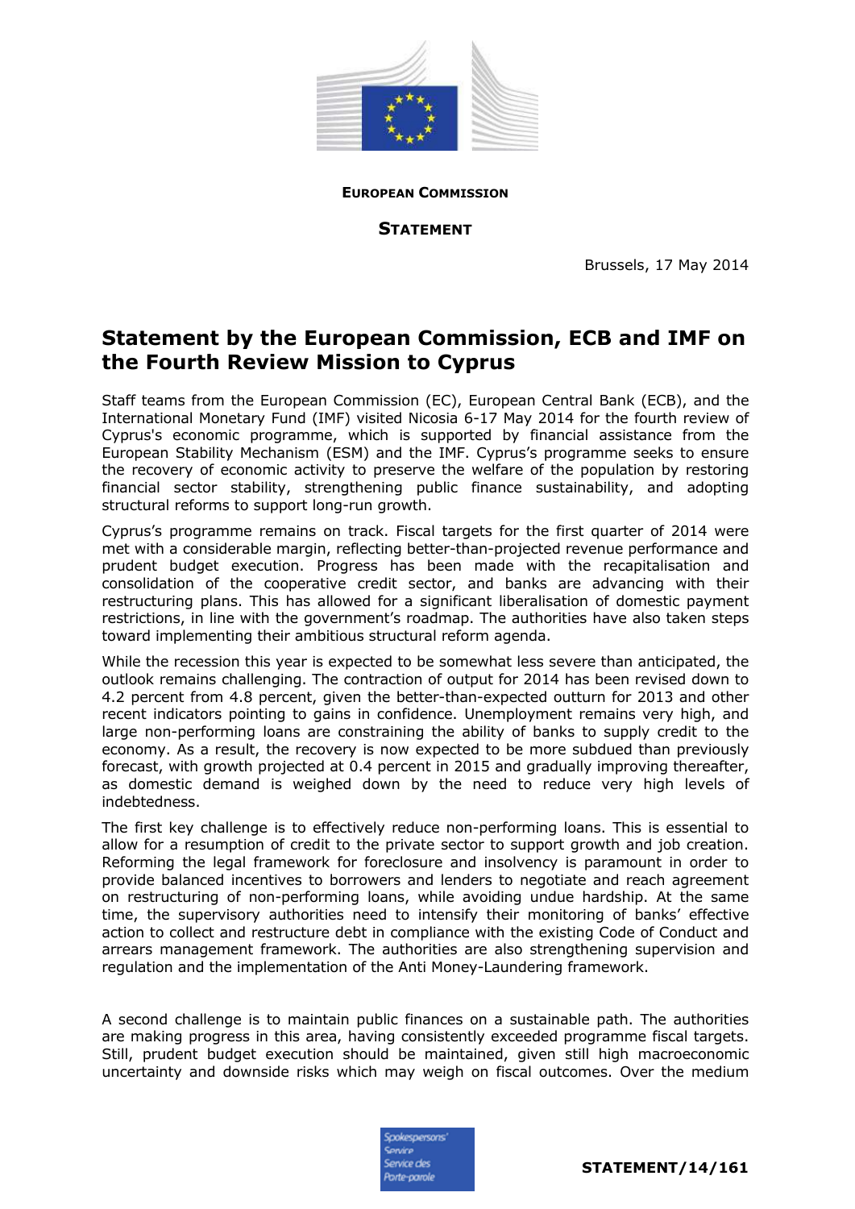**EUROPEAN COMMISSION**

**STATEMENT**

Brussels, 17 May 2014

# Statement by the European Commission, ECB and IMF on the Fourth Review Mission to Cyprus

Staff teams from the European Commission (EC), European Central Bank (ECB), and the International Monetary Fund (IMF) visited Nicosia 6-17 May 2014 for the fourth review of Cyprus's economic programme, which is supported by financial assistance from the European Stability Mechanism (ESM) and the IMF. Cyprus's programme seeks to ensure the recovery of economic activity to preserve the welfare of the population by restoring financial sector stability, strengthening public finance sustainability, and adopting structural reforms to support long-run growth.

Cyprus's programme remains on track. Fiscal targets for the first quarter of 2014 were met with a considerable margin, reflecting better-than-projected revenue performance and prudent budget execution. Progress has been made with the recapitalisation and consolidation of the cooperative credit sector, and banks are advancing with their restructuring plans. This has allowed for a significant liberalisation of domestic payment restrictions, in line with the government's roadmap. The authorities have also taken steps toward implementing their ambitious structural reform agenda.

While the recession this year is expected to be somewhat less severe than anticipated, the outlook remains challenging. The contraction of output for 2014 has been revised down to 4.2 percent from 4.8 percent, given the better-than-expected outturn for 2013 and other recent indicators pointing to gains in confidence. Unemployment remains very high, and large non-performing loans are constraining the ability of banks to supply credit to the economy. As a result, the recovery is now expected to be more subdued than previously forecast, with growth projected at 0.4 percent in 2015 and gradually improving thereafter, as domestic demand is weighed down by the need to reduce very high levels of indebtedness.

The first key challenge is to effectively reduce non-performing loans. This is essential to allow for a resumption of credit to the private sector to support growth and job creation. Reforming the legal framework for foreclosure and insolvency is paramount in order to provide balanced incentives to borrowers and lenders to negotiate and reach agreement on restructuring of non-performing loans, while avoiding undue hardship. At the same time, the supervisory authorities need to intensify their monitoring of banks' effective action to collect and restructure debt in compliance with the existing Code of Conduct and arrears management framework. The authorities are also strengthening supervision and regulation and the implementation of the Anti Money-Laundering framework.

A second challenge is to maintain public finances on a sustainable path. The authorities are making progress in this area, having consistently exceeded programme fiscal targets. Still, prudent budget execution should be maintained, given still high macroeconomic uncertainty and downside risks which may weigh on fiscal outcomes. Over the medium

STATEMENT/14/161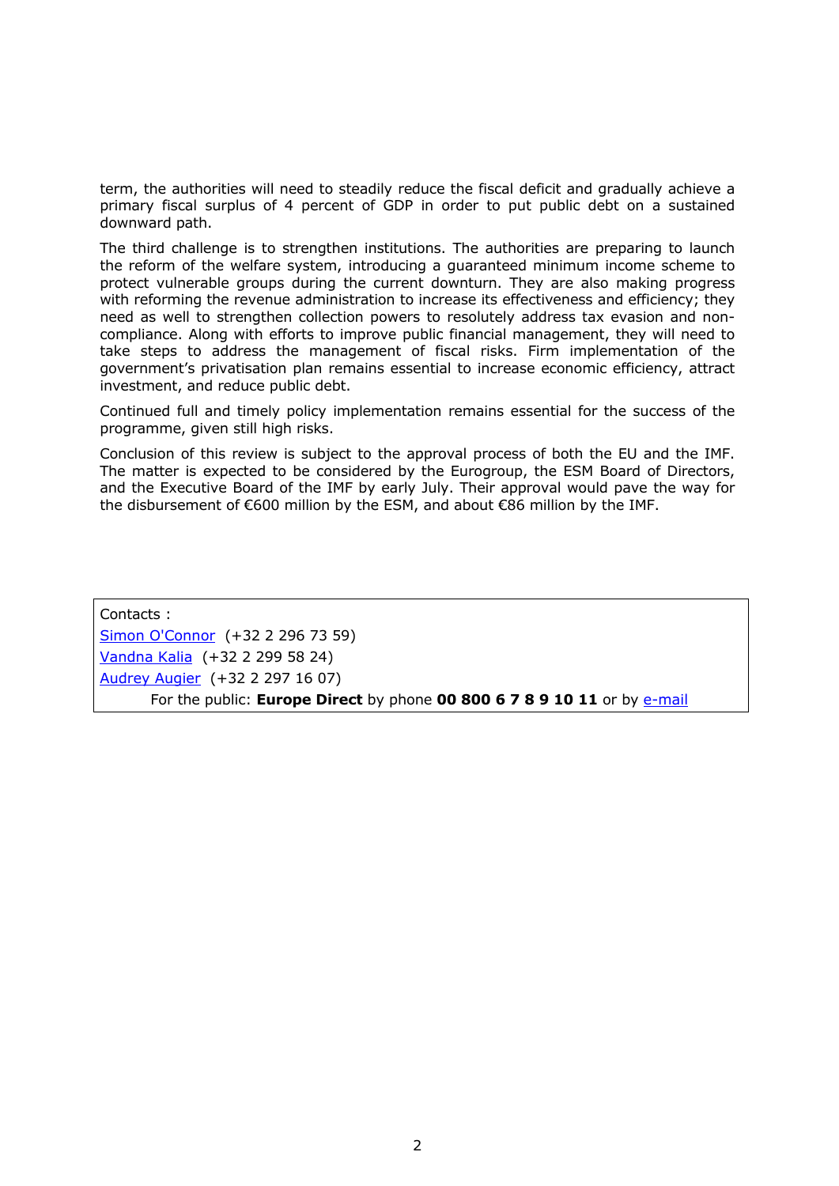term, the authorities will need to steadily reduce the fiscal deficit and gradually achieve a primary fiscal surplus of 4 percent of GDP in order to put public debt on a sustained downward path.

The third challenge is to strengthen institutions. The authorities are preparing to launch the reform of the welfare system, introducing a guaranteed minimum income scheme to protect vulnerable groups during the current downturn. They are also making progress with reforming the revenue administration to increase its effectiveness and efficiency; they need as well to strengthen collection powers to resolutely address tax evasion and non-compliance. Along with efforts to improve public financial management, they will need to take steps to address the management of fiscal risks. Firm implementation of the government's privatisation plan remains essential to increase economic efficiency, attract investment, and reduce public debt.

Continued full and timely policy implementation remains essential for the success of the programme, given still high risks.

Conclusion of this review is subject to the approval process of both the EU and the IMF. The matter is expected to be considered by the Eurogroup, the ESM Board of Directors, and the Executive Board of the IMF by early July. Their approval would pave the way for the disbursement of €600 million by the ESM, and about €86 million by the IMF.

Contacts :
Simon O'Connor (+32 2 296 73 59)
Vandna Kalia (+32 2 299 58 24)
Audrey Augier (+32 2 297 16 07)
For the public: **Europe Direct** by phone **00 800 6 7 8 9 10 11** or by e-mail